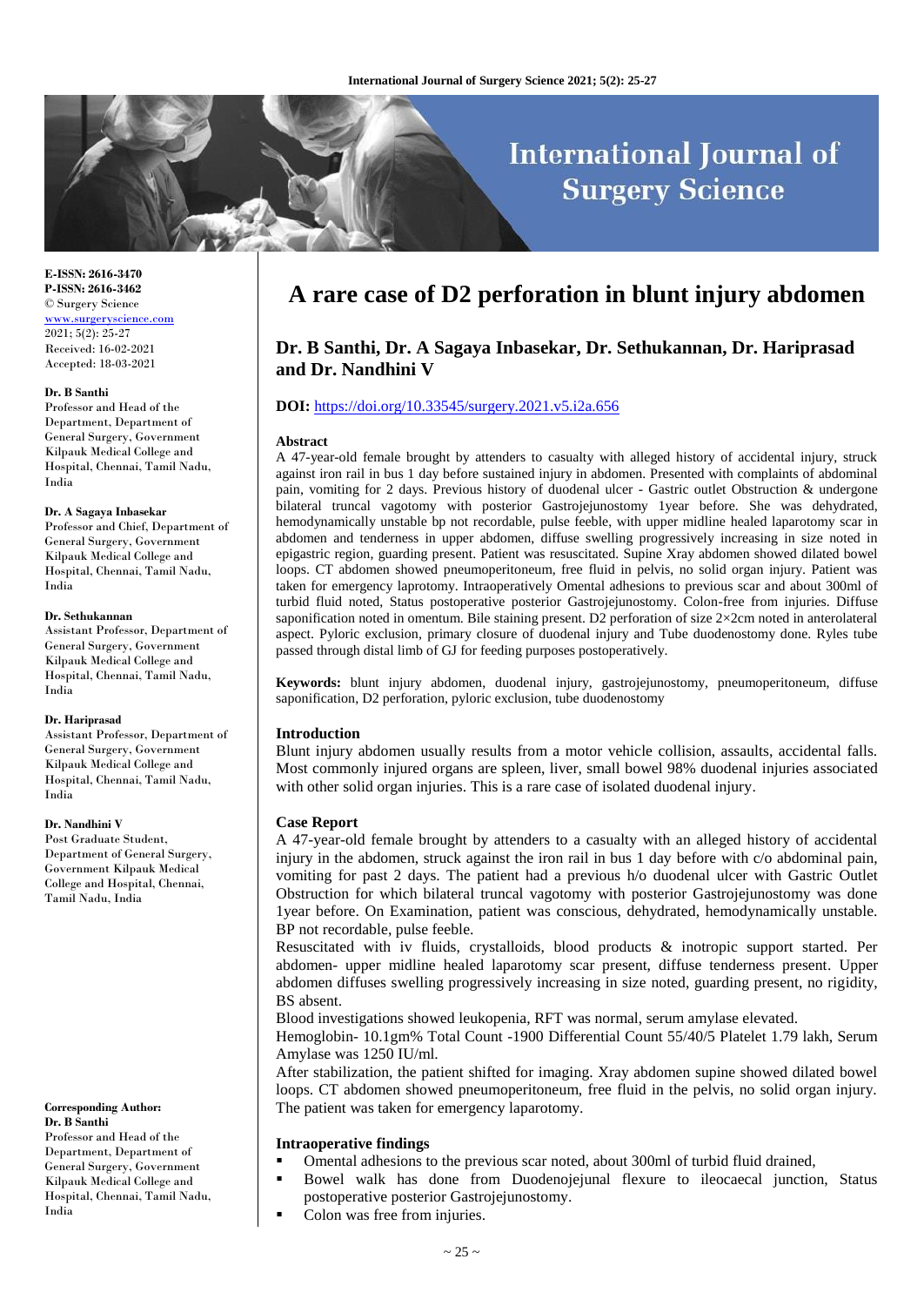# A rare case of D2 perforation in blunt injury abdomen

## Dr. B Santhi, Dr. A Sagaya Inbasekar, Dr. Sethukannan, Dr. Hariprasad and Dr. Nandhini V

**DOI:** https://doi.org/10.33545/surgery.2021.v5.i2a.656

**E-ISSN: 2616-3470**
**P-ISSN: 2616-3462**
© Surgery Science
www.surgeryscience.com
2021; 5(2): 25-27
Received: 16-02-2021
Accepted: 18-03-2021

**Dr. B Santhi**
Professor and Head of the Department, Department of General Surgery, Government Kilpauk Medical College and Hospital, Chennai, Tamil Nadu, India

**Dr. A Sagaya Inbasekar**
Professor and Chief, Department of General Surgery, Government Kilpauk Medical College and Hospital, Chennai, Tamil Nadu, India

**Dr. Sethukannan**
Assistant Professor, Department of General Surgery, Government Kilpauk Medical College and Hospital, Chennai, Tamil Nadu, India

**Dr. Hariprasad**
Assistant Professor, Department of General Surgery, Government Kilpauk Medical College and Hospital, Chennai, Tamil Nadu, India

**Dr. Nandhini V**
Post Graduate Student, Department of General Surgery, Government Kilpauk Medical College, Chennai, Tamil Nadu, India

**Corresponding Author:**
**Dr. B Santhi**
Professor and Head of the Department, Department of General Surgery, Government Kilpauk Medical College and Hospital, Chennai, Tamil Nadu, India

### Abstract

A 47-year-old female brought by attenders to casualty with alleged history of accidental injury, struck against iron rail in bus 1 day before sustained injury in abdomen. Presented with complaints of abdominal pain, vomiting for 2 days. Previous history of duodenal ulcer - Gastric outlet Obstruction & undergone bilateral truncal vagotomy with posterior Gastrojejunostomy 1year before. She was dehydrated, hemodynamically unstable bp not recordable, pulse feeble, with upper midline healed laparotomy scar in abdomen and tenderness in upper abdomen, diffuse swelling progressively increasing in size noted in epigastric region, guarding present. Patient was resuscitated. Supine Xray abdomen showed dilated bowel loops. CT abdomen showed pneumoperitoneum, free fluid in pelvis, no solid organ injury. Patient was taken for emergency laprotomy. Intraoperatively Omental adhesions to previous scar and about 300ml of turbid fluid noted, Status postoperative posterior Gastrojejunostomy. Colon-free from injuries. Diffuse saponification noted in omentum. Bile staining present. D2 perforation of size 2×2cm noted in anterolateral aspect. Pyloric exclusion, primary closure of duodenal injury and Tube duodenostomy done. Ryles tube passed through distal limb of GJ for feeding purposes postoperatively.

**Keywords:** blunt injury abdomen, duodenal injury, gastrojejunostomy, pneumoperitoneum, diffuse saponification, D2 perforation, pyloric exclusion, tube duodenostomy

### Introduction

Blunt injury abdomen usually results from a motor vehicle collision, assaults, accidental falls. Most commonly injured organs are spleen, liver, small bowel 98% duodenal injuries associated with other solid organ injuries. This is a rare case of isolated duodenal injury.

### Case Report

A 47-year-old female brought by attenders to a casualty with an alleged history of accidental injury in the abdomen, struck against the iron rail in bus 1 day before with c/o abdominal pain, vomiting for past 2 days. The patient had a previous h/o duodenal ulcer with Gastric Outlet Obstruction for which bilateral truncal vagotomy with posterior Gastrojejunostomy was done 1year before. On Examination, patient was conscious, dehydrated, hemodynamically unstable. BP not recordable, pulse feeble.

Resuscitated with iv fluids, crystalloids, blood products & inotropic support started. Per abdomen- upper midline healed laparotomy scar present, diffuse tenderness present. Upper abdomen diffuses swelling progressively increasing in size noted, guarding present, no rigidity, BS absent.

Blood investigations showed leukopenia, RFT was normal, serum amylase elevated.

Hemoglobin- 10.1gm% Total Count -1900 Differential Count 55/40/5 Platelet 1.79 lakh, Serum Amylase was 1250 IU/ml.

After stabilization, the patient shifted for imaging. Xray abdomen supine showed dilated bowel loops. CT abdomen showed pneumoperitoneum, free fluid in the pelvis, no solid organ injury. The patient was taken for emergency laparotomy.

### Intraoperative findings

- Omental adhesions to the previous scar noted, about 300ml of turbid fluid drained,
- Bowel walk has done from Duodenojejunal flexure to ileocaecal junction, Status postoperative posterior Gastrojejunostomy.
- Colon was free from injuries.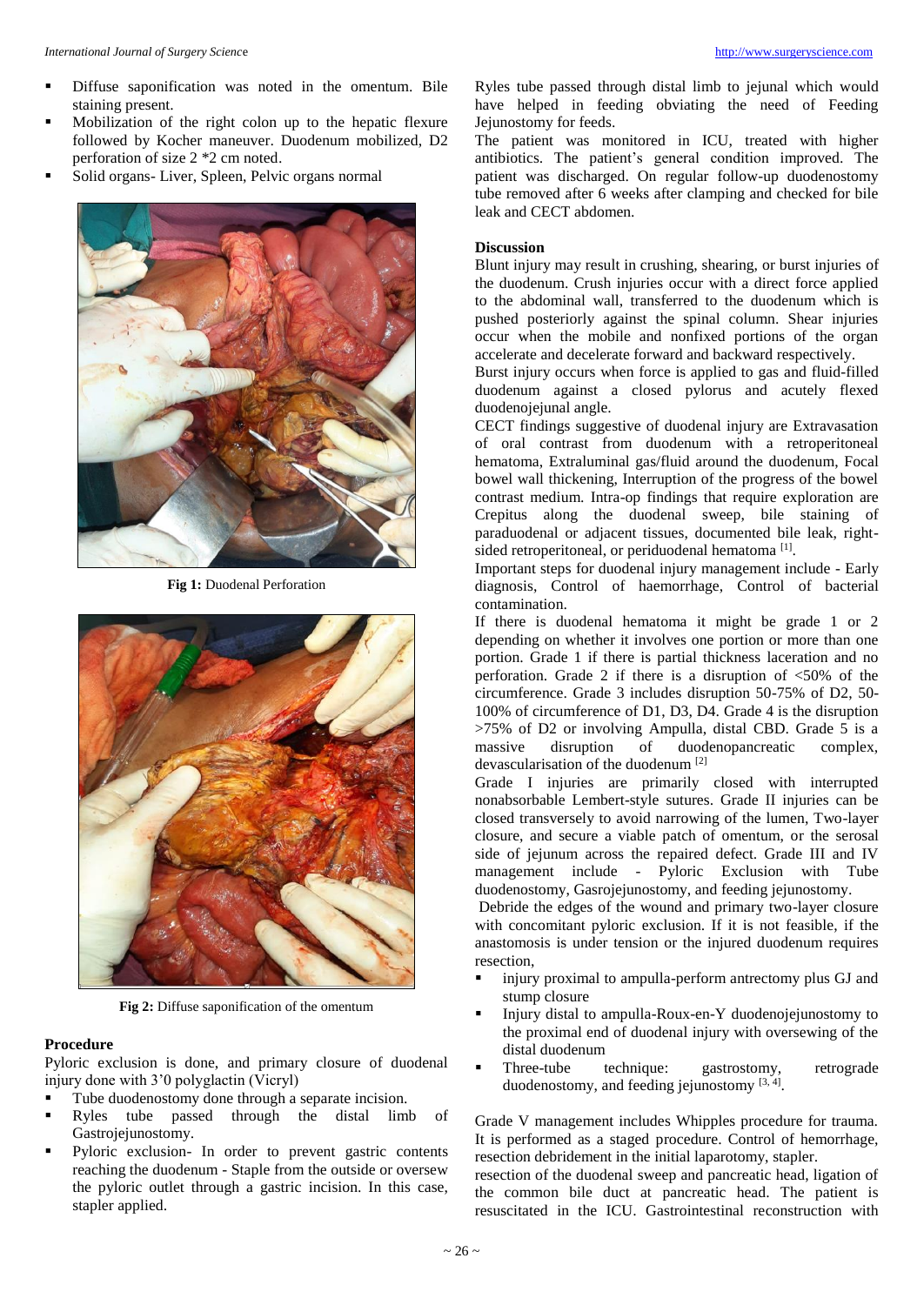- Diffuse saponification was noted in the omentum. Bile staining present.
- Mobilization of the right colon up to the hepatic flexure followed by Kocher maneuver. Duodenum mobilized, D2 perforation of size 2 *2 cm noted.
- Solid organs- Liver, Spleen, Pelvic organs normal

**Fig 1:** Duodenal Perforation

**Fig 2:** Diffuse saponification of the omentum

### Procedure

Pyloric exclusion is done, and primary closure of duodenal injury done with 3'0 polyglactin (Vicryl)

- Tube duodenostomy done through a separate incision.
- Ryles tube passed through the distal limb of Gastrojejunostomy.
- Pyloric exclusion- In order to prevent gastric contents reaching the duodenum - Staple from the outside or oversew the pyloric outlet through a gastric incision. In this case, stapler applied.

Ryles tube passed through distal limb to jejunal which would have helped in feeding obviating the need of Feeding Jejunostomy for feeds.

The patient was monitored in ICU, treated with higher antibiotics. The patient's general condition improved. The patient was discharged. On regular follow-up duodenostomy tube removed after 6 weeks after clamping and checked for bile leak and CECT abdomen.

### Discussion

Blunt injury may result in crushing, shearing, or burst injuries of the duodenum. Crush injuries occur with a direct force applied to the abdominal wall, transferred to the duodenum which is pushed posteriorly against the spinal column. Shear injuries occur when the mobile and nonfixed portions of the organ accelerate and decelerate forward and backward respectively.

Burst injury occurs when force is applied to gas and fluid-filled duodenum against a closed pylorus and acutely flexed duodenojejunal angle.

CECT findings suggestive of duodenal injury are Extravasation of oral contrast from duodenum with a retroperitoneal hematoma, Extraluminal gas/fluid around the duodenum, Focal bowel wall thickening, Interruption of the progress of the bowel contrast medium. Intra-op findings that require exploration are Crepitus along the duodenal sweep, bile staining of paraduodenal or adjacent tissues, documented bile leak, right-sided retroperitoneal, or periduodenal hematoma [1].

Important steps for duodenal injury management include - Early diagnosis, Control of haemorrhage, Control of bacterial contamination.

If there is duodenal hematoma it might be grade 1 or 2 depending on whether it involves one portion or more than one portion. Grade 1 if there is partial thickness laceration and no perforation. Grade 2 if there is a disruption of <50% of the circumference. Grade 3 includes disruption 50-75% of D2, 50-100% of circumference of D1, D3, D4. Grade 4 is the disruption >75% of D2 or involving Ampulla, distal CBD. Grade 5 is a massive disruption of duodenopancreatic complex, devascularisation of the duodenum [2]

Grade I injuries are primarily closed with interrupted nonabsorbable Lembert-style sutures. Grade II injuries can be closed transversely to avoid narrowing of the lumen, Two-layer closure, and secure a viable patch of omentum, or the serosal side of jejunum across the repaired defect. Grade III and IV management include - Pyloric Exclusion with Tube duodenostomy, Gasrojejunostomy, and feeding jejunostomy.

Debride the edges of the wound and primary two-layer closure with concomitant pyloric exclusion. If it is not feasible, if the anastomosis is under tension or the injured duodenum requires resection,

- injury proximal to ampulla-perform antrectomy plus GJ and stump closure
- Injury distal to ampulla-Roux-en-Y duodenojejunostomy to the proximal end of duodenal injury with oversewing of the distal duodenum
- Three-tube technique: gastrostomy, retrograde duodenostomy, and feeding jejunostomy [3, 4].

Grade V management includes Whipples procedure for trauma. It is performed as a staged procedure. Control of hemorrhage, resection debridement in the initial laparotomy, stapler.

resection of the duodenal sweep and pancreatic head, ligation of the common bile duct at pancreatic head. The patient is resuscitated in the ICU. Gastrointestinal reconstruction with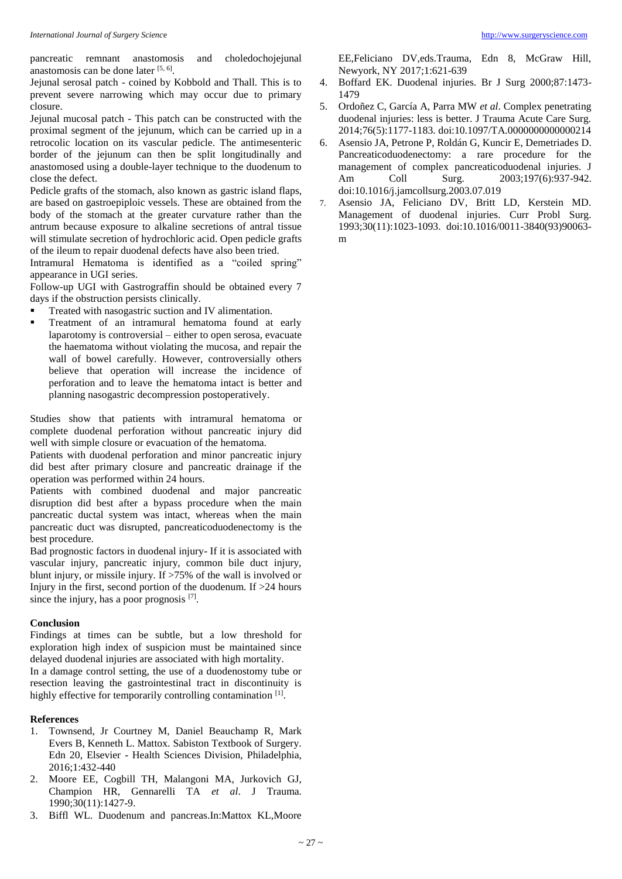pancreatic remnant anastomosis and choledochojejunal anastomosis can be done later [5, 6].

Jejunal serosal patch - coined by Kobbold and Thall. This is to prevent severe narrowing which may occur due to primary closure.

Jejunal mucosal patch - This patch can be constructed with the proximal segment of the jejunum, which can be carried up in a retrocolic location on its vascular pedicle. The antimesenteric border of the jejunum can then be split longitudinally and anastomosed using a double-layer technique to the duodenum to close the defect.

Pedicle grafts of the stomach, also known as gastric island flaps, are based on gastroepiploic vessels. These are obtained from the body of the stomach at the greater curvature rather than the antrum because exposure to alkaline secretions of antral tissue will stimulate secretion of hydrochloric acid. Open pedicle grafts of the ileum to repair duodenal defects have also been tried.

Intramural Hematoma is identified as a "coiled spring" appearance in UGI series.

Follow-up UGI with Gastrograffin should be obtained every 7 days if the obstruction persists clinically.

- Treated with nasogastric suction and IV alimentation.
- Treatment of an intramural hematoma found at early laparotomy is controversial – either to open serosa, evacuate the haematoma without violating the mucosa, and repair the wall of bowel carefully. However, controversially others believe that operation will increase the incidence of perforation and to leave the hematoma intact is better and planning nasogastric decompression postoperatively.

Studies show that patients with intramural hematoma or complete duodenal perforation without pancreatic injury did well with simple closure or evacuation of the hematoma.

Patients with duodenal perforation and minor pancreatic injury did best after primary closure and pancreatic drainage if the operation was performed within 24 hours.

Patients with combined duodenal and major pancreatic disruption did best after a bypass procedure when the main pancreatic ductal system was intact, whereas when the main pancreatic duct was disrupted, pancreaticoduodenectomy is the best procedure.

Bad prognostic factors in duodenal injury- If it is associated with vascular injury, pancreatic injury, common bile duct injury, blunt injury, or missile injury. If >75% of the wall is involved or Injury in the first, second portion of the duodenum. If >24 hours since the injury, has a poor prognosis [7].

## Conclusion

Findings at times can be subtle, but a low threshold for exploration high index of suspicion must be maintained since delayed duodenal injuries are associated with high mortality.

In a damage control setting, the use of a duodenostomy tube or resection leaving the gastrointestinal tract in discontinuity is highly effective for temporarily controlling contamination [1].

## References

1. Townsend, Jr Courtney M, Daniel Beauchamp R, Mark Evers B, Kenneth L. Mattox. Sabiston Textbook of Surgery. Edn 20, Elsevier - Health Sciences Division, Philadelphia, 2016;1:432-440
2. Moore EE, Cogbill TH, Malangoni MA, Jurkovich GJ, Champion HR, Gennarelli TA *et al*. J Trauma. 1990;30(11):1427-9.
3. Biffl WL. Duodenum and pancreas.In:Mattox KL,Moore EE,Feliciano DV,eds.Trauma, Edn 8, McGraw Hill, Newyork, NY 2017;1:621-639
4. Boffard EK. Duodenal injuries. Br J Surg 2000;87:1473-1479
5. Ordoñez C, García A, Parra MW *et al*. Complex penetrating duodenal injuries: less is better. J Trauma Acute Care Surg. 2014;76(5):1177-1183. doi:10.1097/TA.0000000000000214
6. Asensio JA, Petrone P, Roldán G, Kuncir E, Demetriades D. Pancreaticoduodenectomy: a rare procedure for the management of complex pancreaticoduodenal injuries. J Am Coll Surg. 2003;197(6):937-942. doi:10.1016/j.jamcollsurg.2003.07.019
7. Asensio JA, Feliciano DV, Britt LD, Kerstein MD. Management of duodenal injuries. Curr Probl Surg. 1993;30(11):1023-1093. doi:10.1016/0011-3840(93)90063-m